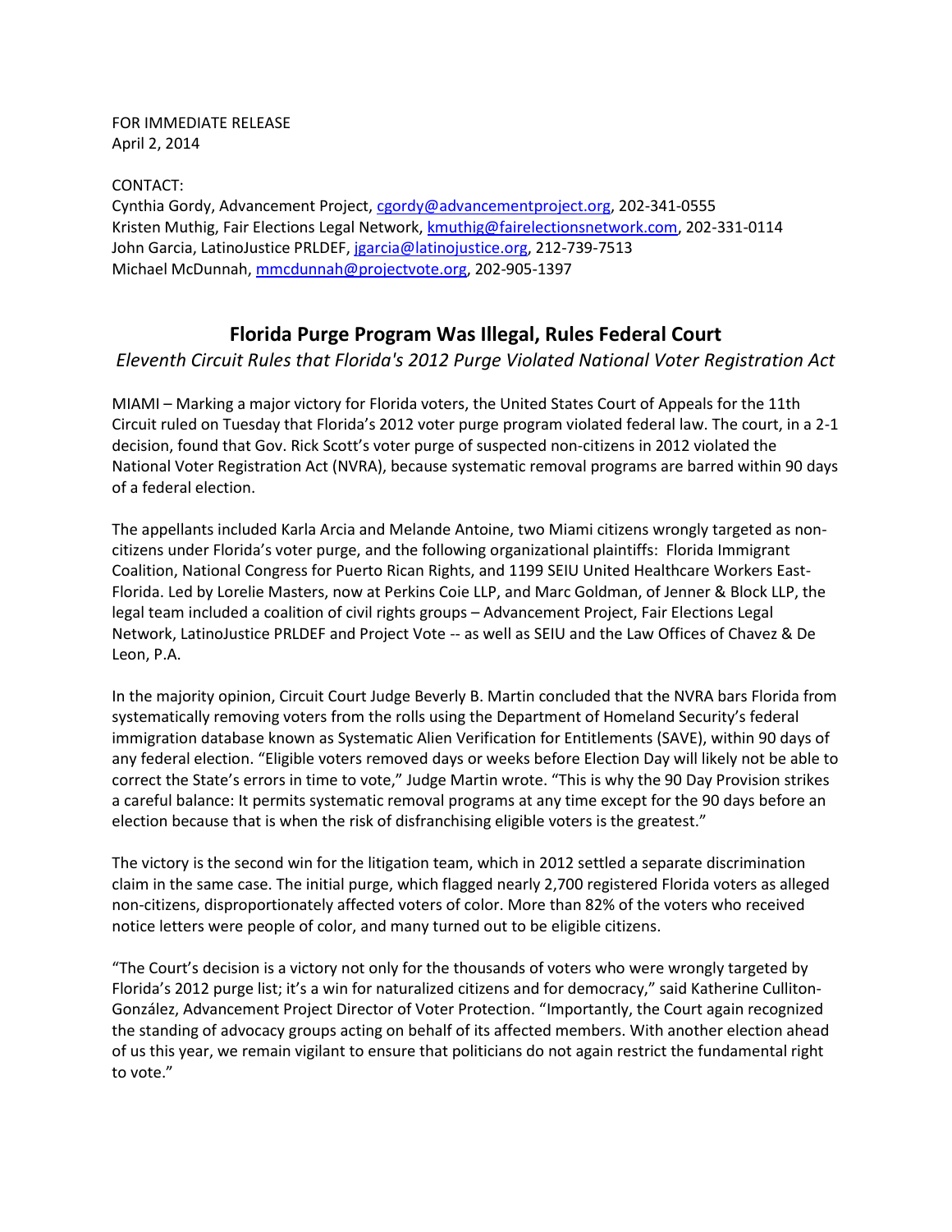FOR IMMEDIATE RELEASE
April 2, 2014

CONTACT:
Cynthia Gordy, Advancement Project, cgordy@advancementproject.org, 202-341-0555
Kristen Muthig, Fair Elections Legal Network, kmuthig@fairelectionsnetwork.com, 202-331-0114
John Garcia, LatinoJustice PRLDEF, jgarcia@latinojustice.org, 212-739-7513
Michael McDunnah, mmcdunnah@projectvote.org, 202-905-1397

## Florida Purge Program Was Illegal, Rules Federal Court

*Eleventh Circuit Rules that Florida's 2012 Purge Violated National Voter Registration Act*

MIAMI – Marking a major victory for Florida voters, the United States Court of Appeals for the 11th Circuit ruled on Tuesday that Florida's 2012 voter purge program violated federal law. The court, in a 2-1 decision, found that Gov. Rick Scott's voter purge of suspected non-citizens in 2012 violated the National Voter Registration Act (NVRA), because systematic removal programs are barred within 90 days of a federal election.

The appellants included Karla Arcia and Melande Antoine, two Miami citizens wrongly targeted as non-citizens under Florida's voter purge, and the following organizational plaintiffs: Florida Immigrant Coalition, National Congress for Puerto Rican Rights, and 1199 SEIU United Healthcare Workers East-Florida. Led by Lorelie Masters, now at Perkins Coie LLP, and Marc Goldman, of Jenner & Block LLP, the legal team included a coalition of civil rights groups – Advancement Project, Fair Elections Legal Network, LatinoJustice PRLDEF and Project Vote -- as well as SEIU and the Law Offices of Chavez & De Leon, P.A.

In the majority opinion, Circuit Court Judge Beverly B. Martin concluded that the NVRA bars Florida from systematically removing voters from the rolls using the Department of Homeland Security's federal immigration database known as Systematic Alien Verification for Entitlements (SAVE), within 90 days of any federal election. "Eligible voters removed days or weeks before Election Day will likely not be able to correct the State's errors in time to vote," Judge Martin wrote. "This is why the 90 Day Provision strikes a careful balance: It permits systematic removal programs at any time except for the 90 days before an election because that is when the risk of disfranchising eligible voters is the greatest."

The victory is the second win for the litigation team, which in 2012 settled a separate discrimination claim in the same case. The initial purge, which flagged nearly 2,700 registered Florida voters as alleged non-citizens, disproportionately affected voters of color. More than 82% of the voters who received notice letters were people of color, and many turned out to be eligible citizens.

"The Court's decision is a victory not only for the thousands of voters who were wrongly targeted by Florida's 2012 purge list; it's a win for naturalized citizens and for democracy," said Katherine Culliton-González, Advancement Project Director of Voter Protection. "Importantly, the Court again recognized the standing of advocacy groups acting on behalf of its affected members. With another election ahead of us this year, we remain vigilant to ensure that politicians do not again restrict the fundamental right to vote."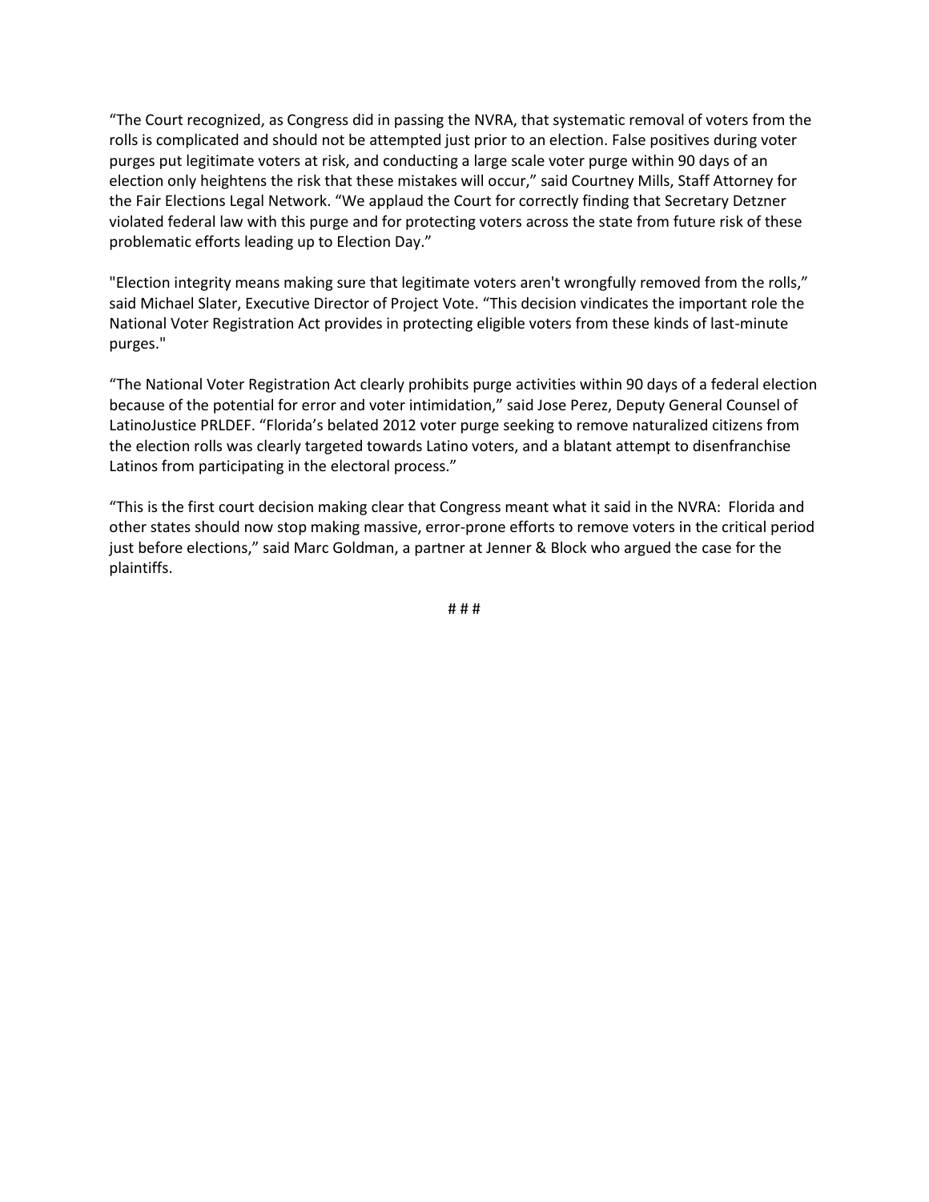“The Court recognized, as Congress did in passing the NVRA, that systematic removal of voters from the rolls is complicated and should not be attempted just prior to an election. False positives during voter purges put legitimate voters at risk, and conducting a large scale voter purge within 90 days of an election only heightens the risk that these mistakes will occur,” said Courtney Mills, Staff Attorney for the Fair Elections Legal Network. “We applaud the Court for correctly finding that Secretary Detzner violated federal law with this purge and for protecting voters across the state from future risk of these problematic efforts leading up to Election Day.”

"Election integrity means making sure that legitimate voters aren't wrongfully removed from the rolls,” said Michael Slater, Executive Director of Project Vote. “This decision vindicates the important role the National Voter Registration Act provides in protecting eligible voters from these kinds of last-minute purges."

“The National Voter Registration Act clearly prohibits purge activities within 90 days of a federal election because of the potential for error and voter intimidation,” said Jose Perez, Deputy General Counsel of LatinoJustice PRLDEF. “Florida’s belated 2012 voter purge seeking to remove naturalized citizens from the election rolls was clearly targeted towards Latino voters, and a blatant attempt to disenfranchise Latinos from participating in the electoral process.”

“This is the first court decision making clear that Congress meant what it said in the NVRA: Florida and other states should now stop making massive, error-prone efforts to remove voters in the critical period just before elections,” said Marc Goldman, a partner at Jenner & Block who argued the case for the plaintiffs.

# # #